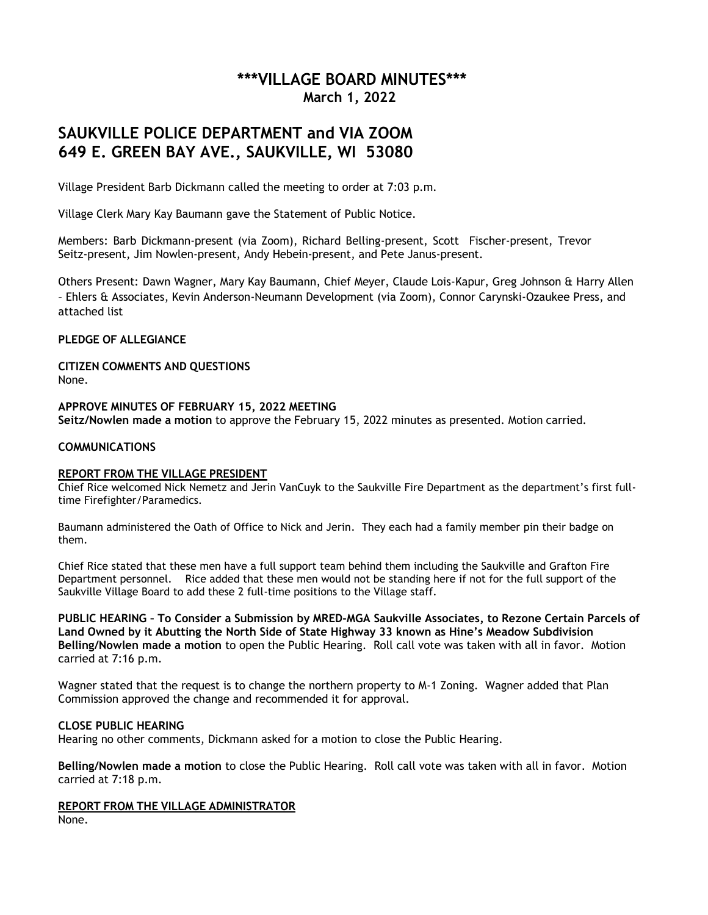# \*\*\*VILLAGE BOARD MINUTES\*\*\*

**March 1, 2022**

## SAUKVILLE POLICE DEPARTMENT and VIA ZOOM
## 649 E. GREEN BAY AVE., SAUKVILLE, WI 53080

Village President Barb Dickmann called the meeting to order at 7:03 p.m.

Village Clerk Mary Kay Baumann gave the Statement of Public Notice.

Members: Barb Dickmann-present (via Zoom), Richard Belling-present, Scott Fischer-present, Trevor Seitz-present, Jim Nowlen-present, Andy Hebein-present, and Pete Janus-present.

Others Present: Dawn Wagner, Mary Kay Baumann, Chief Meyer, Claude Lois-Kapur, Greg Johnson & Harry Allen – Ehlers & Associates, Kevin Anderson-Neumann Development (via Zoom), Connor Carynski-Ozaukee Press, and attached list

**PLEDGE OF ALLEGIANCE**

**CITIZEN COMMENTS AND QUESTIONS**
None.

**APPROVE MINUTES OF FEBRUARY 15, 2022 MEETING**
**Seitz/Nowlen made a motion** to approve the February 15, 2022 minutes as presented. Motion carried.

**COMMUNICATIONS**

**REPORT FROM THE VILLAGE PRESIDENT**
Chief Rice welcomed Nick Nemetz and Jerin VanCuyk to the Saukville Fire Department as the department's first full-time Firefighter/Paramedics.

Baumann administered the Oath of Office to Nick and Jerin. They each had a family member pin their badge on them.

Chief Rice stated that these men have a full support team behind them including the Saukville and Grafton Fire Department personnel. Rice added that these men would not be standing here if not for the full support of the Saukville Village Board to add these 2 full-time positions to the Village staff.

**PUBLIC HEARING – To Consider a Submission by MRED-MGA Saukville Associates, to Rezone Certain Parcels of Land Owned by it Abutting the North Side of State Highway 33 known as Hine's Meadow Subdivision**
**Belling/Nowlen made a motion** to open the Public Hearing. Roll call vote was taken with all in favor. Motion carried at 7:16 p.m.

Wagner stated that the request is to change the northern property to M-1 Zoning. Wagner added that Plan Commission approved the change and recommended it for approval.

**CLOSE PUBLIC HEARING**
Hearing no other comments, Dickmann asked for a motion to close the Public Hearing.

**Belling/Nowlen made a motion** to close the Public Hearing. Roll call vote was taken with all in favor. Motion carried at 7:18 p.m.

**REPORT FROM THE VILLAGE ADMINISTRATOR**
None.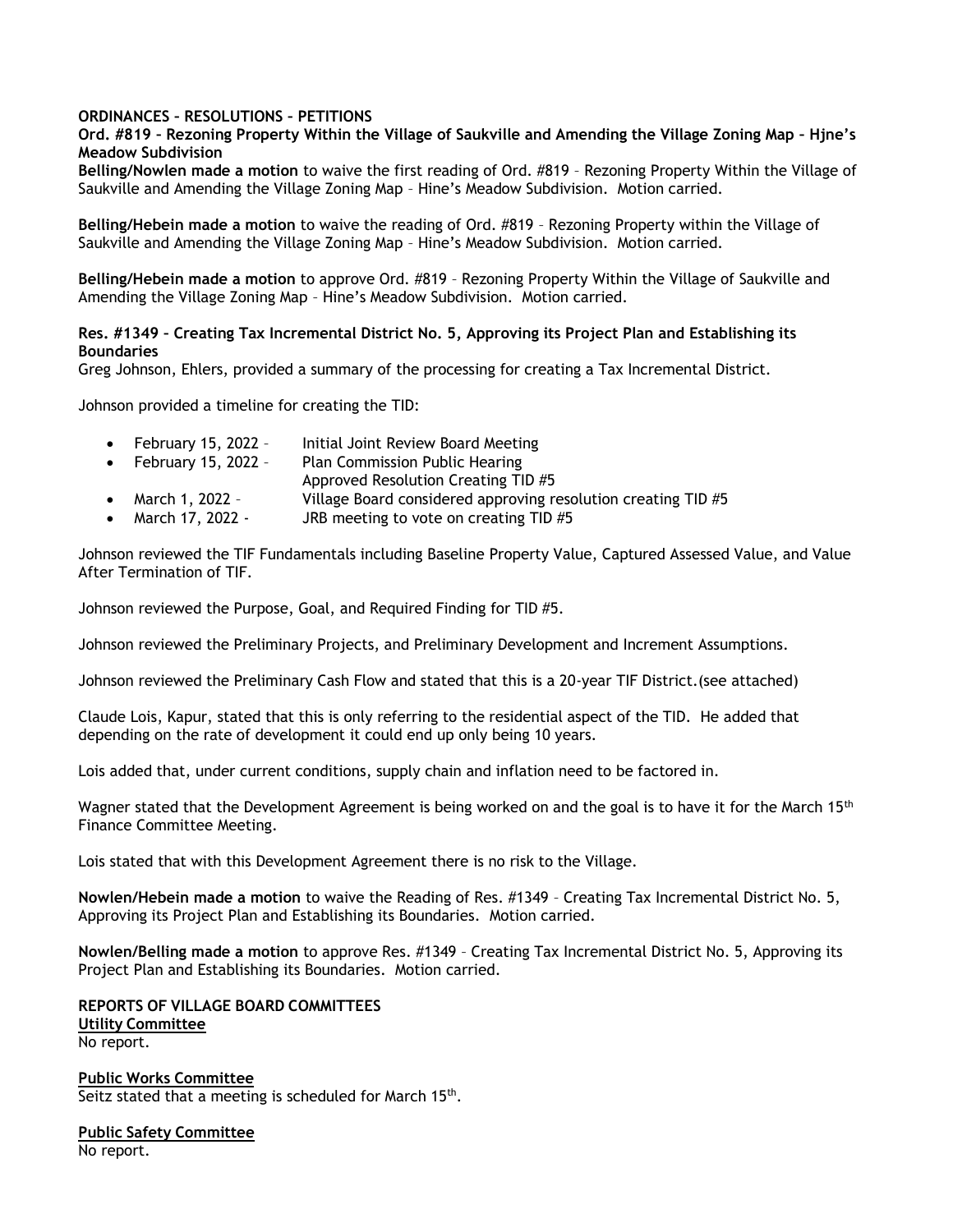**ORDINANCES – RESOLUTIONS – PETITIONS**

**Ord. #819 – Rezoning Property Within the Village of Saukville and Amending the Village Zoning Map – Hjne's Meadow Subdivision**

**Belling/Nowlen made a motion** to waive the first reading of Ord. #819 – Rezoning Property Within the Village of Saukville and Amending the Village Zoning Map – Hine's Meadow Subdivision. Motion carried.

**Belling/Hebein made a motion** to waive the reading of Ord. #819 – Rezoning Property within the Village of Saukville and Amending the Village Zoning Map – Hine's Meadow Subdivision. Motion carried.

**Belling/Hebein made a motion** to approve Ord. #819 – Rezoning Property Within the Village of Saukville and Amending the Village Zoning Map – Hine's Meadow Subdivision. Motion carried.

**Res. #1349 – Creating Tax Incremental District No. 5, Approving its Project Plan and Establishing its Boundaries**

Greg Johnson, Ehlers, provided a summary of the processing for creating a Tax Incremental District.

Johnson provided a timeline for creating the TID:

- February 15, 2022 – Initial Joint Review Board Meeting
- February 15, 2022 – Plan Commission Public Hearing
  Approved Resolution Creating TID #5
- March 1, 2022 – Village Board considered approving resolution creating TID #5
- March 17, 2022 - JRB meeting to vote on creating TID #5

Johnson reviewed the TIF Fundamentals including Baseline Property Value, Captured Assessed Value, and Value After Termination of TIF.

Johnson reviewed the Purpose, Goal, and Required Finding for TID #5.

Johnson reviewed the Preliminary Projects, and Preliminary Development and Increment Assumptions.

Johnson reviewed the Preliminary Cash Flow and stated that this is a 20-year TIF District.(see attached)

Claude Lois, Kapur, stated that this is only referring to the residential aspect of the TID. He added that depending on the rate of development it could end up only being 10 years.

Lois added that, under current conditions, supply chain and inflation need to be factored in.

Wagner stated that the Development Agreement is being worked on and the goal is to have it for the March 15th Finance Committee Meeting.

Lois stated that with this Development Agreement there is no risk to the Village.

**Nowlen/Hebein made a motion** to waive the Reading of Res. #1349 – Creating Tax Incremental District No. 5, Approving its Project Plan and Establishing its Boundaries. Motion carried.

**Nowlen/Belling made a motion** to approve Res. #1349 – Creating Tax Incremental District No. 5, Approving its Project Plan and Establishing its Boundaries. Motion carried.

**REPORTS OF VILLAGE BOARD COMMITTEES**

**Utility Committee**

No report.

**Public Works Committee**

Seitz stated that a meeting is scheduled for March 15th.

**Public Safety Committee**

No report.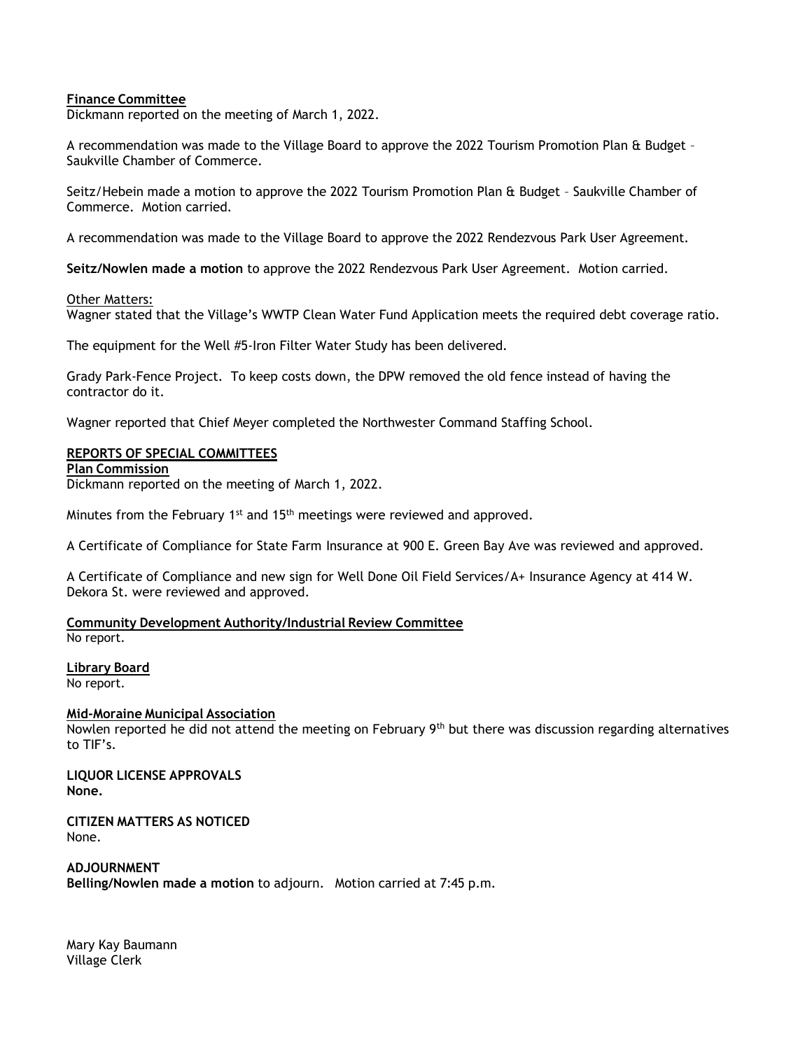**Finance Committee**

Dickmann reported on the meeting of March 1, 2022.

A recommendation was made to the Village Board to approve the 2022 Tourism Promotion Plan & Budget – Saukville Chamber of Commerce.

Seitz/Hebein made a motion to approve the 2022 Tourism Promotion Plan & Budget – Saukville Chamber of Commerce. Motion carried.

A recommendation was made to the Village Board to approve the 2022 Rendezvous Park User Agreement.

**Seitz/Nowlen made a motion** to approve the 2022 Rendezvous Park User Agreement. Motion carried.

Other Matters:

Wagner stated that the Village's WWTP Clean Water Fund Application meets the required debt coverage ratio.

The equipment for the Well #5-Iron Filter Water Study has been delivered.

Grady Park-Fence Project. To keep costs down, the DPW removed the old fence instead of having the contractor do it.

Wagner reported that Chief Meyer completed the Northwester Command Staffing School.

**REPORTS OF SPECIAL COMMITTEES**

**Plan Commission**

Dickmann reported on the meeting of March 1, 2022.

Minutes from the February 1st and 15th meetings were reviewed and approved.

A Certificate of Compliance for State Farm Insurance at 900 E. Green Bay Ave was reviewed and approved.

A Certificate of Compliance and new sign for Well Done Oil Field Services/A+ Insurance Agency at 414 W. Dekora St. were reviewed and approved.

**Community Development Authority/Industrial Review Committee**

No report.

**Library Board**

No report.

**Mid-Moraine Municipal Association**

Nowlen reported he did not attend the meeting on February 9th but there was discussion regarding alternatives to TIF's.

**LIQUOR LICENSE APPROVALS**

**None.**

**CITIZEN MATTERS AS NOTICED**

None.

**ADJOURNMENT**

**Belling/Nowlen made a motion** to adjourn. Motion carried at 7:45 p.m.

Mary Kay Baumann
Village Clerk